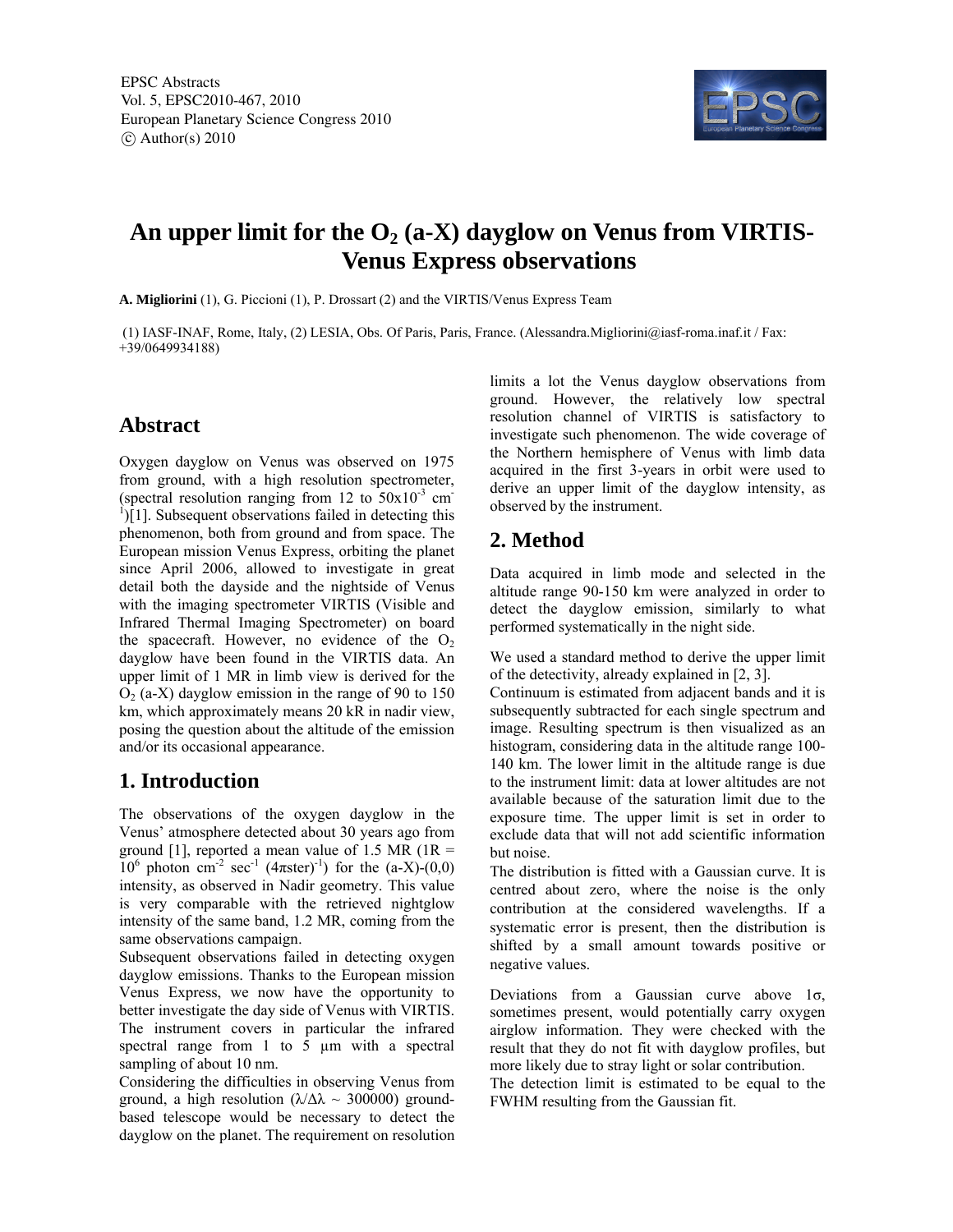# An upper limit for the $O_2$ (a-X) dayglow on Venus from VIRTIS-Venus Express observations

**A. Migliorini** (1), G. Piccioni (1), P. Drossart (2) and the VIRTIS/Venus Express Team

(1) IASF-INAF, Rome, Italy, (2) LESIA, Obs. Of Paris, Paris, France. (Alessandra.Migliorini@iasf-roma.inaf.it / Fax: +39/0649934188)

## Abstract

Oxygen dayglow on Venus was observed on 1975 from ground, with a high resolution spectrometer, (spectral resolution ranging from 12 to $50\times10^{-3}$ $cm^{-1}$)[1]. Subsequent observations failed in detecting this phenomenon, both from ground and from space. The European mission Venus Express, orbiting the planet since April 2006, allowed to investigate in great detail both the dayside and the nightside of Venus with the imaging spectrometer VIRTIS (Visible and Infrared Thermal Imaging Spectrometer) on board the spacecraft. However, no evidence of the $O_2$ dayglow have been found in the VIRTIS data. An upper limit of 1 MR in limb view is derived for the $O_2$ (a-X) dayglow emission in the range of 90 to 150 km, which approximately means 20 kR in nadir view, posing the question about the altitude of the emission and/or its occasional appearance.

## 1. Introduction

The observations of the oxygen dayglow in the Venus' atmosphere detected about 30 years ago from ground [1], reported a mean value of 1.5 MR (1R = $10^6$ photon $cm^{-2}$ $sec^{-1}$ $(4\pi ster)^{-1}$) for the (a-X)-(0,0) intensity, as observed in Nadir geometry. This value is very comparable with the retrieved nightglow intensity of the same band, 1.2 MR, coming from the same observations campaign.

Subsequent observations failed in detecting oxygen dayglow emissions. Thanks to the European mission Venus Express, we now have the opportunity to better investigate the day side of Venus with VIRTIS. The instrument covers in particular the infrared spectral range from 1 to 5 µm with a spectral sampling of about 10 nm.

Considering the difficulties in observing Venus from ground, a high resolution ($\lambda/\Delta\lambda \sim 300000$) ground-based telescope would be necessary to detect the dayglow on the planet. The requirement on resolution limits a lot the Venus dayglow observations from ground. However, the relatively low spectral resolution channel of VIRTIS is satisfactory to investigate such phenomenon. The wide coverage of the Northern hemisphere of Venus with limb data acquired in the first 3-years in orbit were used to derive an upper limit of the dayglow intensity, as observed by the instrument.

## 2. Method

Data acquired in limb mode and selected in the altitude range 90-150 km were analyzed in order to detect the dayglow emission, similarly to what performed systematically in the night side.

We used a standard method to derive the upper limit of the detectivity, already explained in [2, 3].

Continuum is estimated from adjacent bands and it is subsequently subtracted for each single spectrum and image. Resulting spectrum is then visualized as an histogram, considering data in the altitude range 100-140 km. The lower limit in the altitude range is due to the instrument limit: data at lower altitudes are not available because of the saturation limit due to the exposure time. The upper limit is set in order to exclude data that will not add scientific information but noise.

The distribution is fitted with a Gaussian curve. It is centred about zero, where the noise is the only contribution at the considered wavelengths. If a systematic error is present, then the distribution is shifted by a small amount towards positive or negative values.

Deviations from a Gaussian curve above 1σ, sometimes present, would potentially carry oxygen airglow information. They were checked with the result that they do not fit with dayglow profiles, but more likely due to stray light or solar contribution.

The detection limit is estimated to be equal to the FWHM resulting from the Gaussian fit.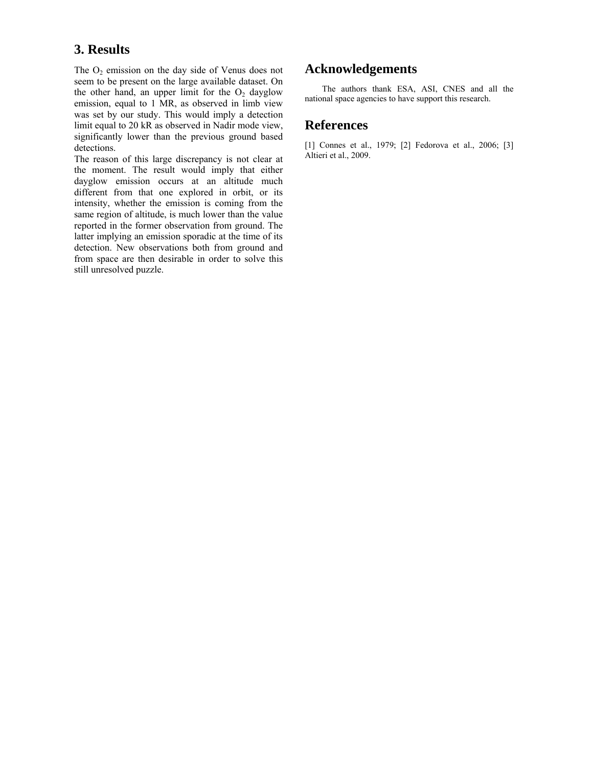## 3. Results

The $O_2$ emission on the day side of Venus does not seem to be present on the large available dataset. On the other hand, an upper limit for the $O_2$ dayglow emission, equal to 1 MR, as observed in limb view was set by our study. This would imply a detection limit equal to 20 kR as observed in Nadir mode view, significantly lower than the previous ground based detections.

The reason of this large discrepancy is not clear at the moment. The result would imply that either dayglow emission occurs at an altitude much different from that one explored in orbit, or its intensity, whether the emission is coming from the same region of altitude, is much lower than the value reported in the former observation from ground. The latter implying an emission sporadic at the time of its detection. New observations both from ground and from space are then desirable in order to solve this still unresolved puzzle.

## Acknowledgements

The authors thank ESA, ASI, CNES and all the national space agencies to have support this research.

## References

[1] Connes et al., 1979; [2] Fedorova et al., 2006; [3] Altieri et al., 2009.